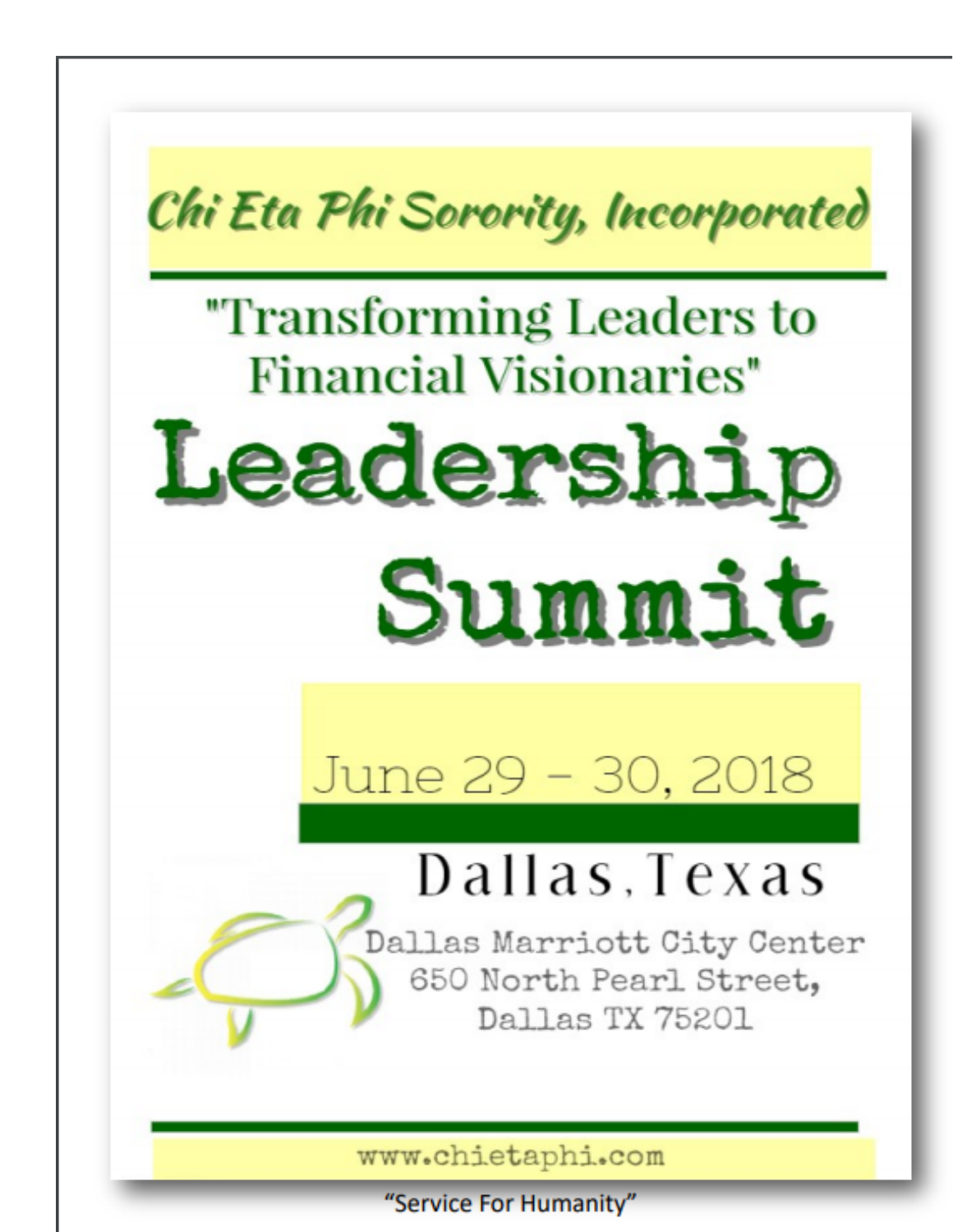# Chi Eta Phi Sorority, Incorporated

## "Transforming Leaders to Financial Visionaries"

# Leadership Summit

June 29 – 30, 2018

Dallas, Texas

Dallas Marriott City Center
650 North Pearl Street,
Dallas TX 75201

www.chietaphi.com

"Service For Humanity"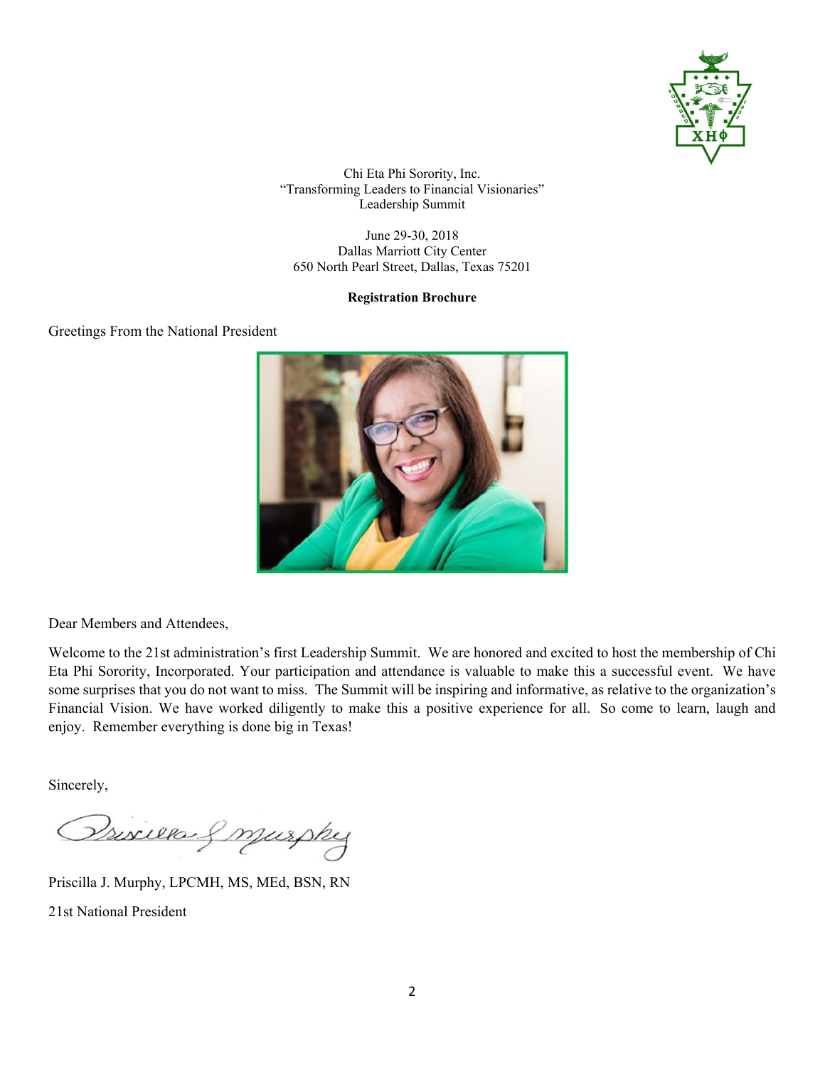Chi Eta Phi Sorority, Inc.
"Transforming Leaders to Financial Visionaries"
Leadership Summit

June 29-30, 2018
Dallas Marriott City Center
650 North Pearl Street, Dallas, Texas 75201

**Registration Brochure**

Greetings From the National President

Dear Members and Attendees,

Welcome to the 21st administration's first Leadership Summit. We are honored and excited to host the membership of Chi Eta Phi Sorority, Incorporated. Your participation and attendance is valuable to make this a successful event. We have some surprises that you do not want to miss. The Summit will be inspiring and informative, as relative to the organization's Financial Vision. We have worked diligently to make this a positive experience for all. So come to learn, laugh and enjoy. Remember everything is done big in Texas!

Sincerely,

Priscilla J. Murphy, LPCMH, MS, MEd, BSN, RN

21st National President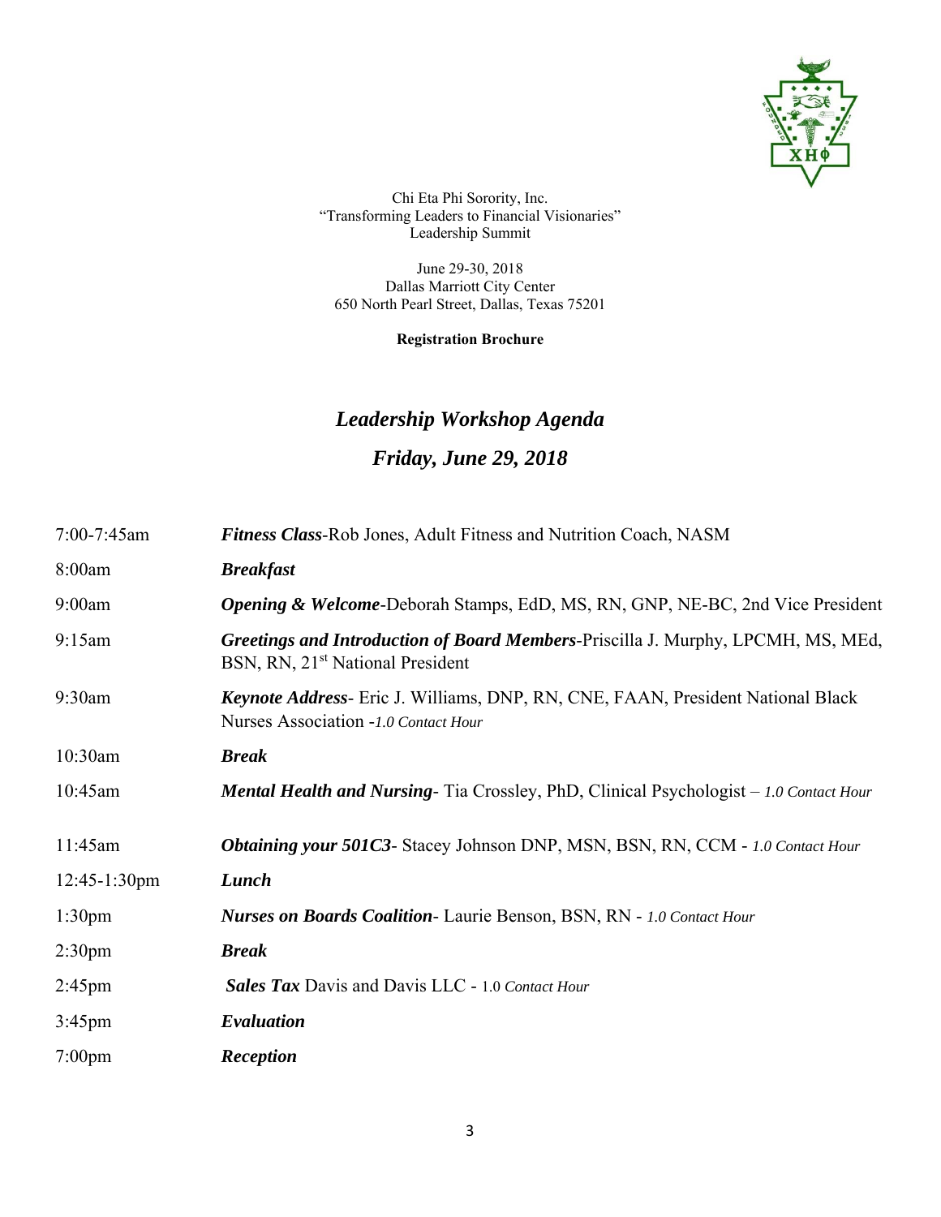Chi Eta Phi Sorority, Inc.
"Transforming Leaders to Financial Visionaries"
Leadership Summit

June 29-30, 2018
Dallas Marriott City Center
650 North Pearl Street, Dallas, Texas 75201

**Registration Brochure**

## *Leadership Workshop Agenda*

## *Friday, June 29, 2018*

| | |
|---|---|
| 7:00-7:45am | ***Fitness Class***-Rob Jones, Adult Fitness and Nutrition Coach, NASM |
| 8:00am | ***Breakfast*** |
| 9:00am | ***Opening & Welcome***-Deborah Stamps, EdD, MS, RN, GNP, NE-BC, 2nd Vice President |
| 9:15am | ***Greetings and Introduction of Board Members***-Priscilla J. Murphy, LPCMH, MS, MEd, BSN, RN, 21st National President |
| 9:30am | ***Keynote Address***- Eric J. Williams, DNP, RN, CNE, FAAN, President National Black Nurses Association -*1.0 Contact Hour* |
| 10:30am | ***Break*** |
| 10:45am | ***Mental Health and Nursing***- Tia Crossley, PhD, Clinical Psychologist – *1.0 Contact Hour* |
| 11:45am | ***Obtaining your 501C3***- Stacey Johnson DNP, MSN, BSN, RN, CCM - *1.0 Contact Hour* |
| 12:45-1:30pm | ***Lunch*** |
| 1:30pm | ***Nurses on Boards Coalition***- Laurie Benson, BSN, RN - *1.0 Contact Hour* |
| 2:30pm | ***Break*** |
| 2:45pm | ***Sales Tax*** Davis and Davis LLC - 1.0 *Contact Hour* |
| 3:45pm | ***Evaluation*** |
| 7:00pm | ***Reception*** |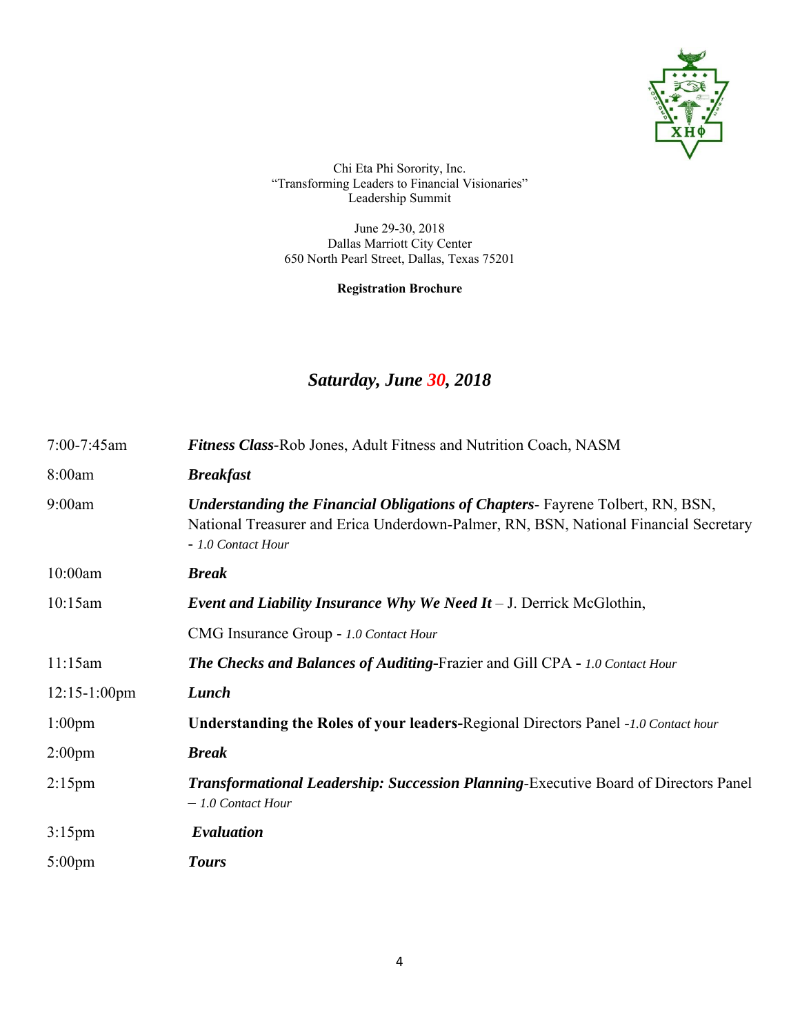Chi Eta Phi Sorority, Inc.
"Transforming Leaders to Financial Visionaries"
Leadership Summit

June 29-30, 2018
Dallas Marriott City Center
650 North Pearl Street, Dallas, Texas 75201

**Registration Brochure**

## *Saturday, June 30, 2018*

| | |
|---|---|
| 7:00-7:45am | ***Fitness Class***-Rob Jones, Adult Fitness and Nutrition Coach, NASM |
| 8:00am | ***Breakfast*** |
| 9:00am | ***Understanding the Financial Obligations of Chapters***- Fayrene Tolbert, RN, BSN, National Treasurer and Erica Underdown-Palmer, RN, BSN, National Financial Secretary - *1.0 Contact Hour* |
| 10:00am | ***Break*** |
| 10:15am | ***Event and Liability Insurance Why We Need It*** – J. Derrick McGlothin, CMG Insurance Group - *1.0 Contact Hour* |
| 11:15am | ***The Checks and Balances of Auditing***-Frazier and Gill CPA **-** *1.0 Contact Hour* |
| 12:15-1:00pm | ***Lunch*** |
| 1:00pm | **Understanding the Roles of your leaders-**Regional Directors Panel -*1.0 Contact hour* |
| 2:00pm | ***Break*** |
| 2:15pm | ***Transformational Leadership: Succession Planning***-Executive Board of Directors Panel – *1.0 Contact Hour* |
| 3:15pm | ***Evaluation*** |
| 5:00pm | ***Tours*** |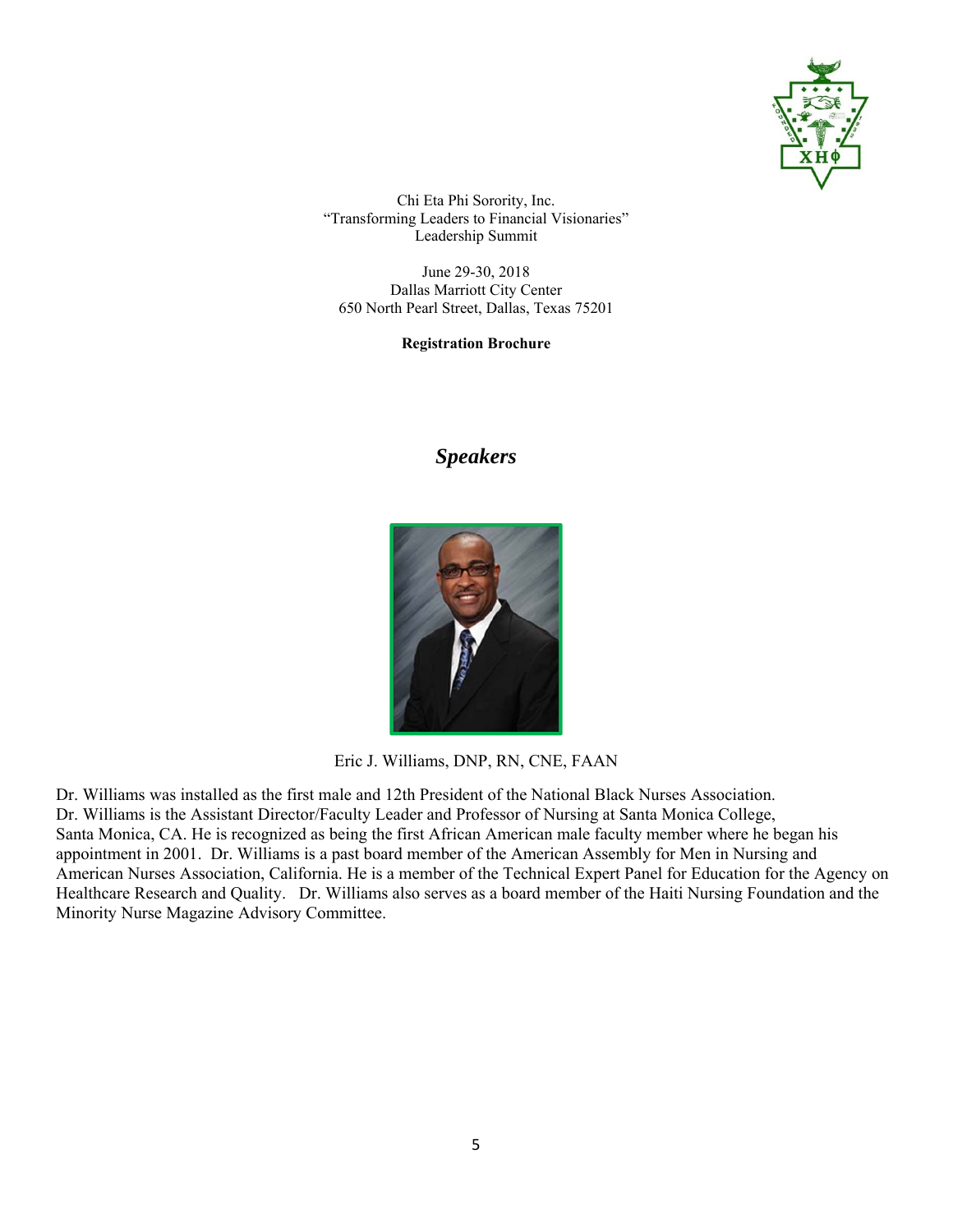Chi Eta Phi Sorority, Inc.
"Transforming Leaders to Financial Visionaries"
Leadership Summit

June 29-30, 2018
Dallas Marriott City Center
650 North Pearl Street, Dallas, Texas 75201

**Registration Brochure**

## ***Speakers***

Eric J. Williams, DNP, RN, CNE, FAAN

Dr. Williams was installed as the first male and 12th President of the National Black Nurses Association. Dr. Williams is the Assistant Director/Faculty Leader and Professor of Nursing at Santa Monica College, Santa Monica, CA. He is recognized as being the first African American male faculty member where he began his appointment in 2001. Dr. Williams is a past board member of the American Assembly for Men in Nursing and American Nurses Association, California. He is a member of the Technical Expert Panel for Education for the Agency on Healthcare Research and Quality. Dr. Williams also serves as a board member of the Haiti Nursing Foundation and the Minority Nurse Magazine Advisory Committee.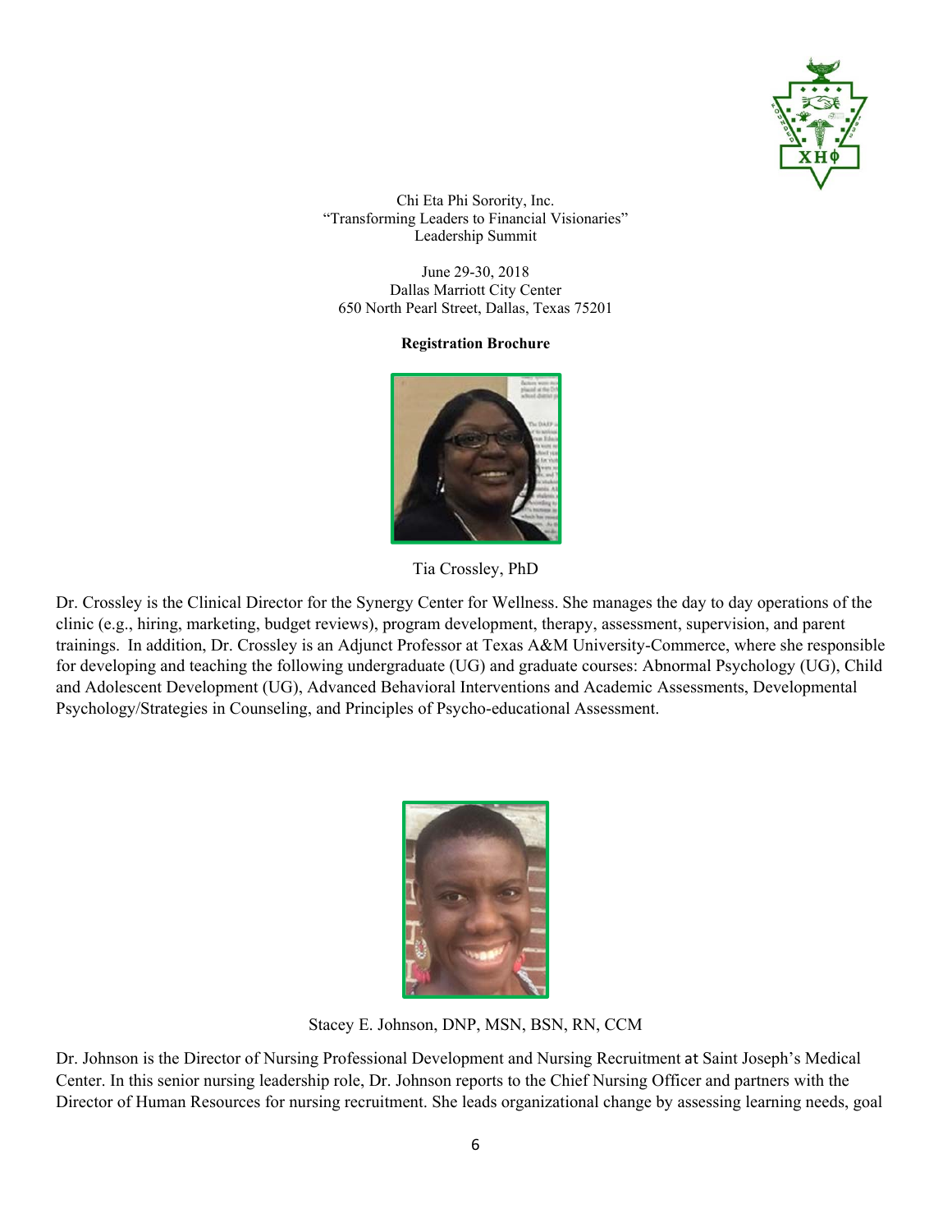Chi Eta Phi Sorority, Inc.
"Transforming Leaders to Financial Visionaries"
Leadership Summit

June 29-30, 2018
Dallas Marriott City Center
650 North Pearl Street, Dallas, Texas 75201

**Registration Brochure**

Tia Crossley, PhD

Dr. Crossley is the Clinical Director for the Synergy Center for Wellness. She manages the day to day operations of the clinic (e.g., hiring, marketing, budget reviews), program development, therapy, assessment, supervision, and parent trainings. In addition, Dr. Crossley is an Adjunct Professor at Texas A&M University-Commerce, where she responsible for developing and teaching the following undergraduate (UG) and graduate courses: Abnormal Psychology (UG), Child and Adolescent Development (UG), Advanced Behavioral Interventions and Academic Assessments, Developmental Psychology/Strategies in Counseling, and Principles of Psycho-educational Assessment.

Stacey E. Johnson, DNP, MSN, BSN, RN, CCM

Dr. Johnson is the Director of Nursing Professional Development and Nursing Recruitment at Saint Joseph's Medical Center. In this senior nursing leadership role, Dr. Johnson reports to the Chief Nursing Officer and partners with the Director of Human Resources for nursing recruitment. She leads organizational change by assessing learning needs, goal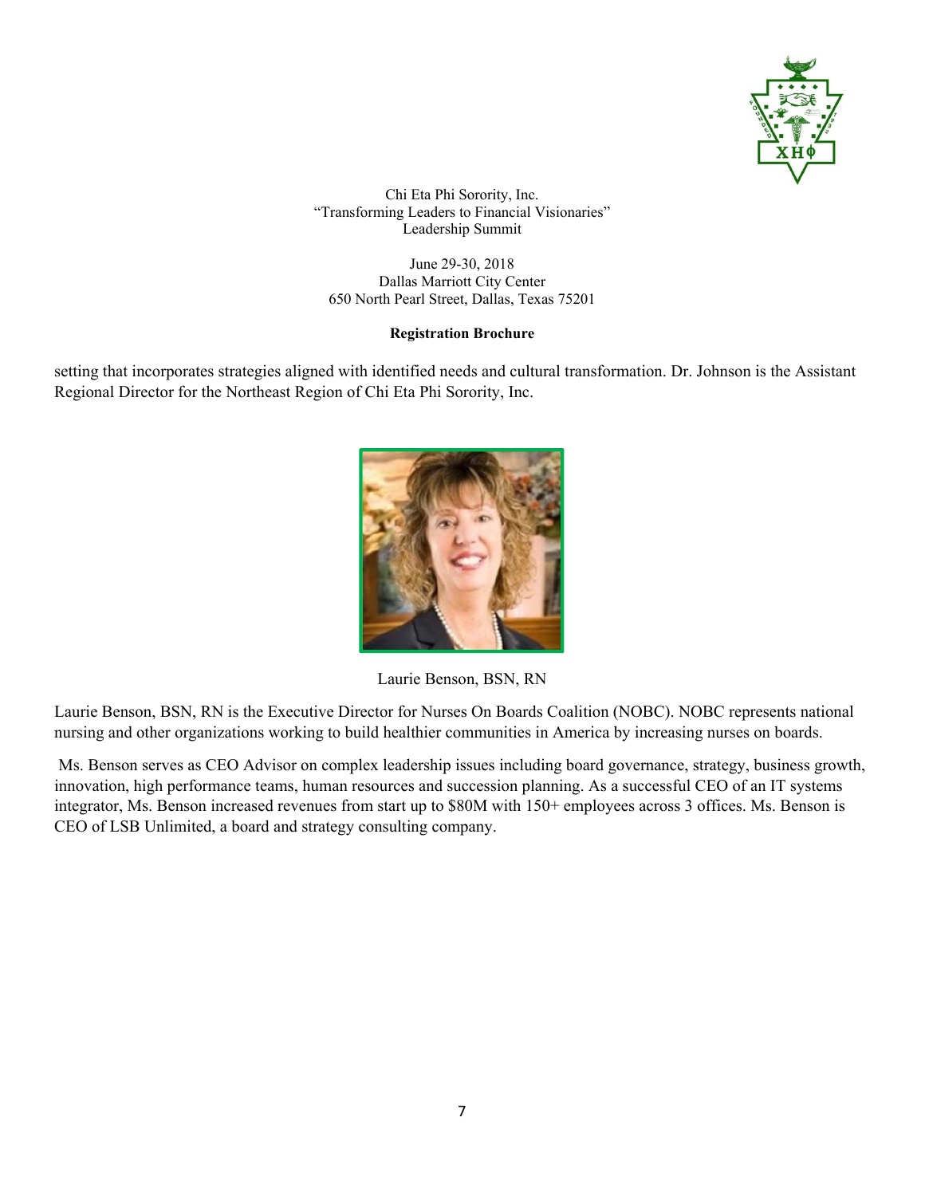Chi Eta Phi Sorority, Inc.
"Transforming Leaders to Financial Visionaries"
Leadership Summit

June 29-30, 2018
Dallas Marriott City Center
650 North Pearl Street, Dallas, Texas 75201

**Registration Brochure**

setting that incorporates strategies aligned with identified needs and cultural transformation. Dr. Johnson is the Assistant Regional Director for the Northeast Region of Chi Eta Phi Sorority, Inc.

Laurie Benson, BSN, RN

Laurie Benson, BSN, RN is the Executive Director for Nurses On Boards Coalition (NOBC). NOBC represents national nursing and other organizations working to build healthier communities in America by increasing nurses on boards.

Ms. Benson serves as CEO Advisor on complex leadership issues including board governance, strategy, business growth, innovation, high performance teams, human resources and succession planning. As a successful CEO of an IT systems integrator, Ms. Benson increased revenues from start up to $80M with 150+ employees across 3 offices. Ms. Benson is CEO of LSB Unlimited, a board and strategy consulting company.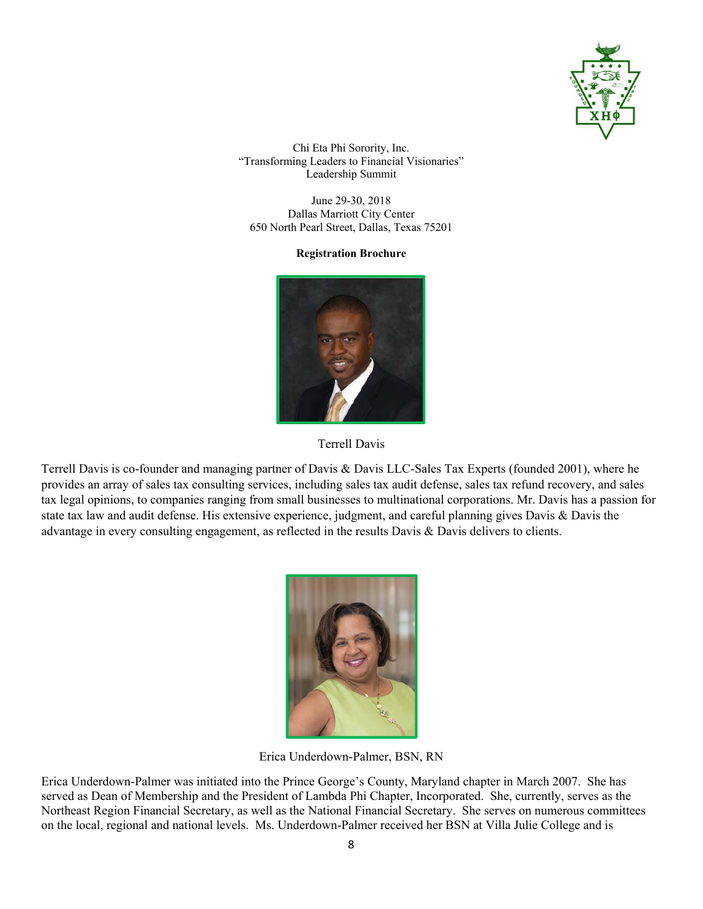Chi Eta Phi Sorority, Inc.
"Transforming Leaders to Financial Visionaries"
Leadership Summit

June 29-30, 2018
Dallas Marriott City Center
650 North Pearl Street, Dallas, Texas 75201

**Registration Brochure**

Terrell Davis

Terrell Davis is co-founder and managing partner of Davis & Davis LLC-Sales Tax Experts (founded 2001), where he provides an array of sales tax consulting services, including sales tax audit defense, sales tax refund recovery, and sales tax legal opinions, to companies ranging from small businesses to multinational corporations. Mr. Davis has a passion for state tax law and audit defense. His extensive experience, judgment, and careful planning gives Davis & Davis the advantage in every consulting engagement, as reflected in the results Davis & Davis delivers to clients.

Erica Underdown-Palmer, BSN, RN

Erica Underdown-Palmer was initiated into the Prince George's County, Maryland chapter in March 2007. She has served as Dean of Membership and the President of Lambda Phi Chapter, Incorporated. She, currently, serves as the Northeast Region Financial Secretary, as well as the National Financial Secretary. She serves on numerous committees on the local, regional and national levels. Ms. Underdown-Palmer received her BSN at Villa Julie College and is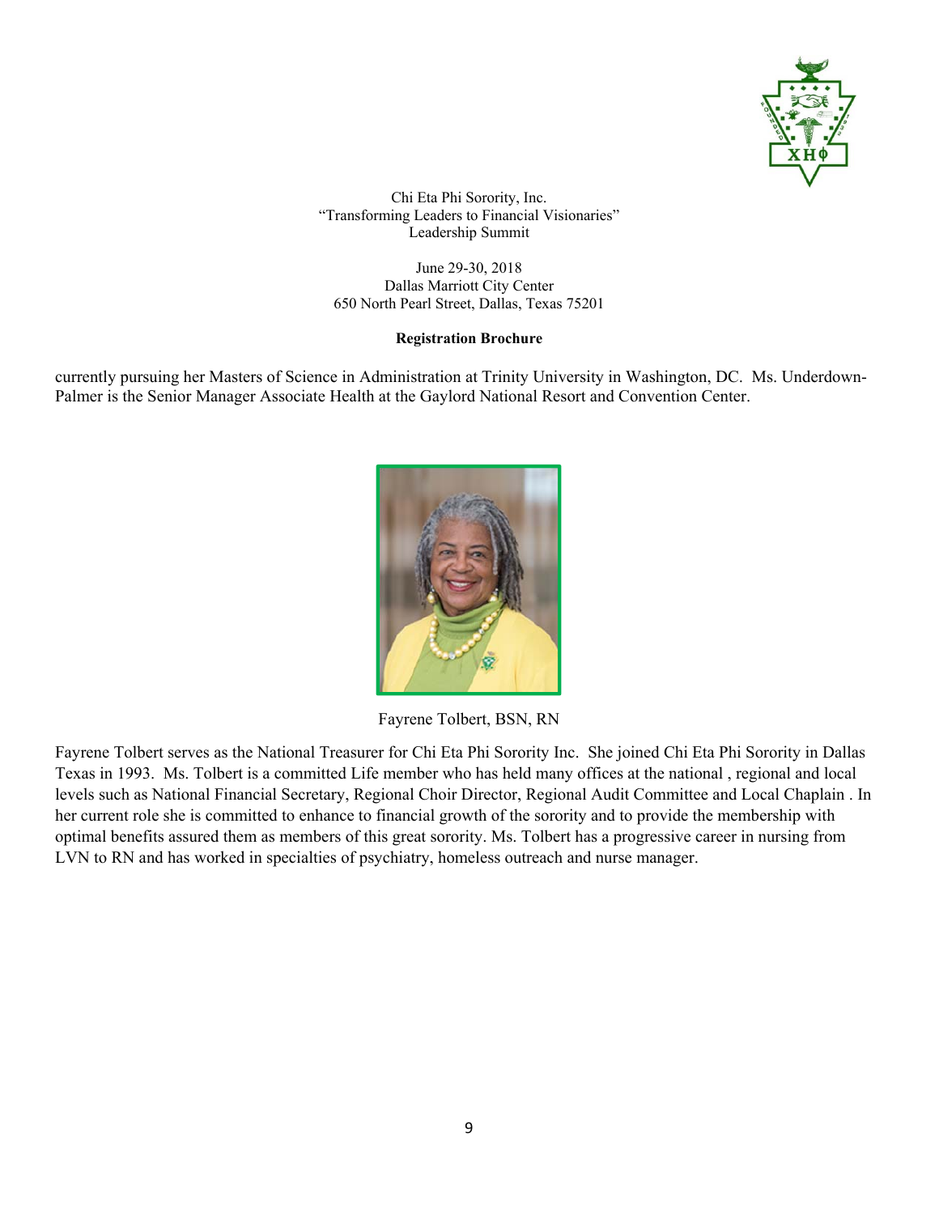Chi Eta Phi Sorority, Inc.
"Transforming Leaders to Financial Visionaries"
Leadership Summit

June 29-30, 2018
Dallas Marriott City Center
650 North Pearl Street, Dallas, Texas 75201

**Registration Brochure**

currently pursuing her Masters of Science in Administration at Trinity University in Washington, DC. Ms. Underdown-Palmer is the Senior Manager Associate Health at the Gaylord National Resort and Convention Center.

Fayrene Tolbert, BSN, RN

Fayrene Tolbert serves as the National Treasurer for Chi Eta Phi Sorority Inc. She joined Chi Eta Phi Sorority in Dallas Texas in 1993. Ms. Tolbert is a committed Life member who has held many offices at the national , regional and local levels such as National Financial Secretary, Regional Choir Director, Regional Audit Committee and Local Chaplain . In her current role she is committed to enhance to financial growth of the sorority and to provide the membership with optimal benefits assured them as members of this great sorority. Ms. Tolbert has a progressive career in nursing from LVN to RN and has worked in specialties of psychiatry, homeless outreach and nurse manager.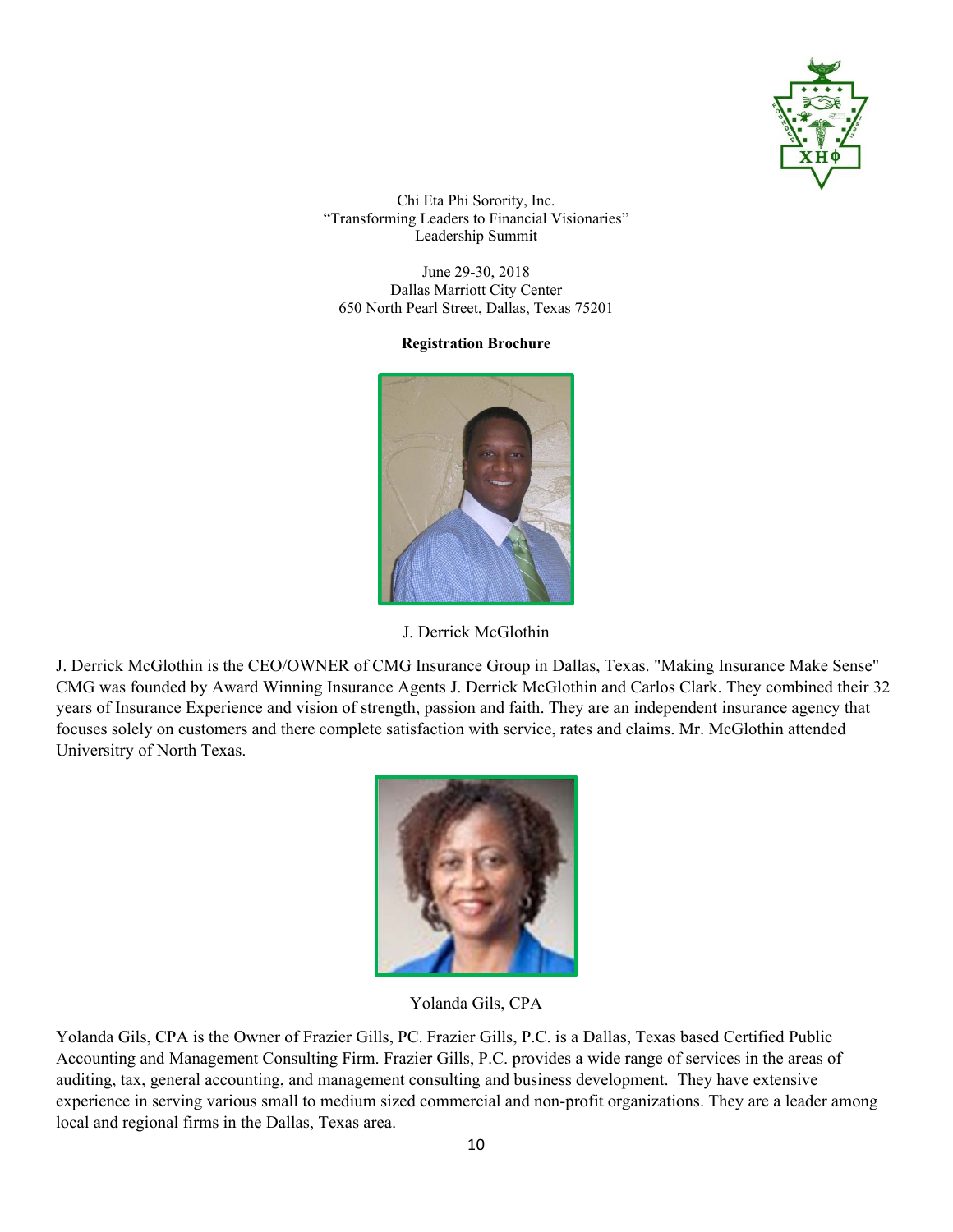Chi Eta Phi Sorority, Inc.
"Transforming Leaders to Financial Visionaries"
Leadership Summit

June 29-30, 2018
Dallas Marriott City Center
650 North Pearl Street, Dallas, Texas 75201

**Registration Brochure**

J. Derrick McGlothin

J. Derrick McGlothin is the CEO/OWNER of CMG Insurance Group in Dallas, Texas. "Making Insurance Make Sense" CMG was founded by Award Winning Insurance Agents J. Derrick McGlothin and Carlos Clark. They combined their 32 years of Insurance Experience and vision of strength, passion and faith. They are an independent insurance agency that focuses solely on customers and there complete satisfaction with service, rates and claims. Mr. McGlothin attended Universitry of North Texas.

Yolanda Gils, CPA

Yolanda Gils, CPA is the Owner of Frazier Gills, PC. Frazier Gills, P.C. is a Dallas, Texas based Certified Public Accounting and Management Consulting Firm. Frazier Gills, P.C. provides a wide range of services in the areas of auditing, tax, general accounting, and management consulting and business development. They have extensive experience in serving various small to medium sized commercial and non-profit organizations. They are a leader among local and regional firms in the Dallas, Texas area.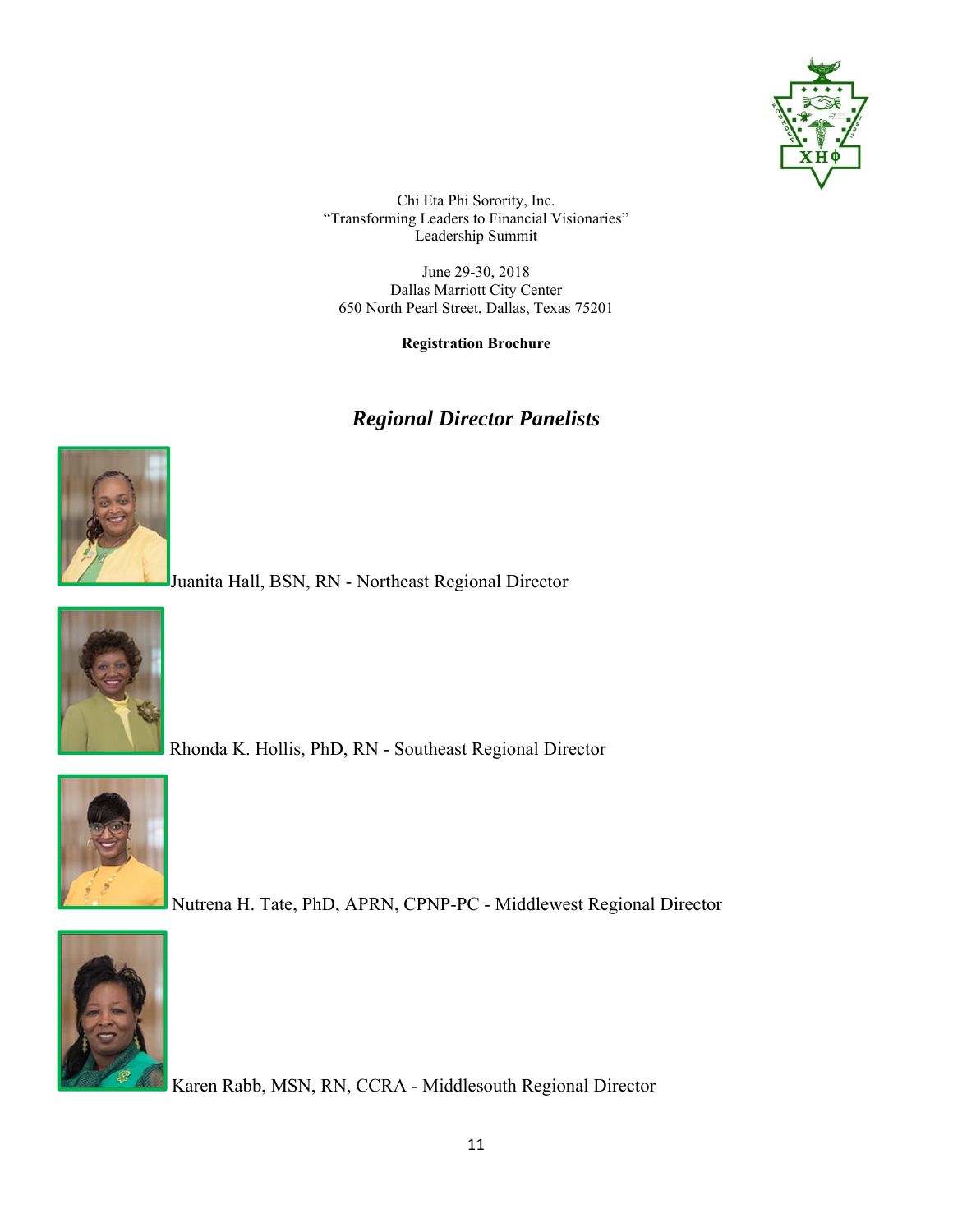Chi Eta Phi Sorority, Inc.
"Transforming Leaders to Financial Visionaries"
Leadership Summit

June 29-30, 2018
Dallas Marriott City Center
650 North Pearl Street, Dallas, Texas 75201

**Registration Brochure**

## *Regional Director Panelists*

Juanita Hall, BSN, RN - Northeast Regional Director

Rhonda K. Hollis, PhD, RN - Southeast Regional Director

Nutrena H. Tate, PhD, APRN, CPNP-PC - Middlewest Regional Director

Karen Rabb, MSN, RN, CCRA - Middlesouth Regional Director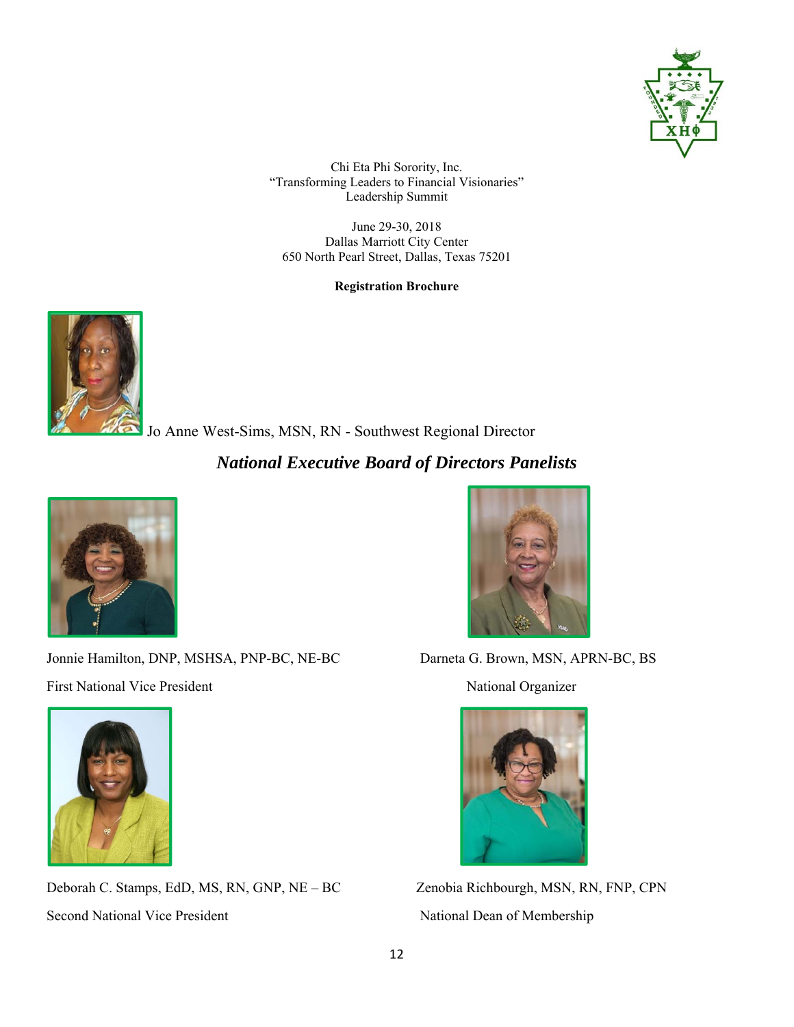Chi Eta Phi Sorority, Inc.
"Transforming Leaders to Financial Visionaries"
Leadership Summit

June 29-30, 2018
Dallas Marriott City Center
650 North Pearl Street, Dallas, Texas 75201

**Registration Brochure**

Jo Anne West-Sims, MSN, RN - Southwest Regional Director

## *National Executive Board of Directors Panelists*

Jonnie Hamilton, DNP, MSHSA, PNP-BC, NE-BC

First National Vice President

Darneta G. Brown, MSN, APRN-BC, BS

National Organizer

Deborah C. Stamps, EdD, MS, RN, GNP, NE – BC

Second National Vice President

Zenobia Richbourgh, MSN, RN, FNP, CPN

National Dean of Membership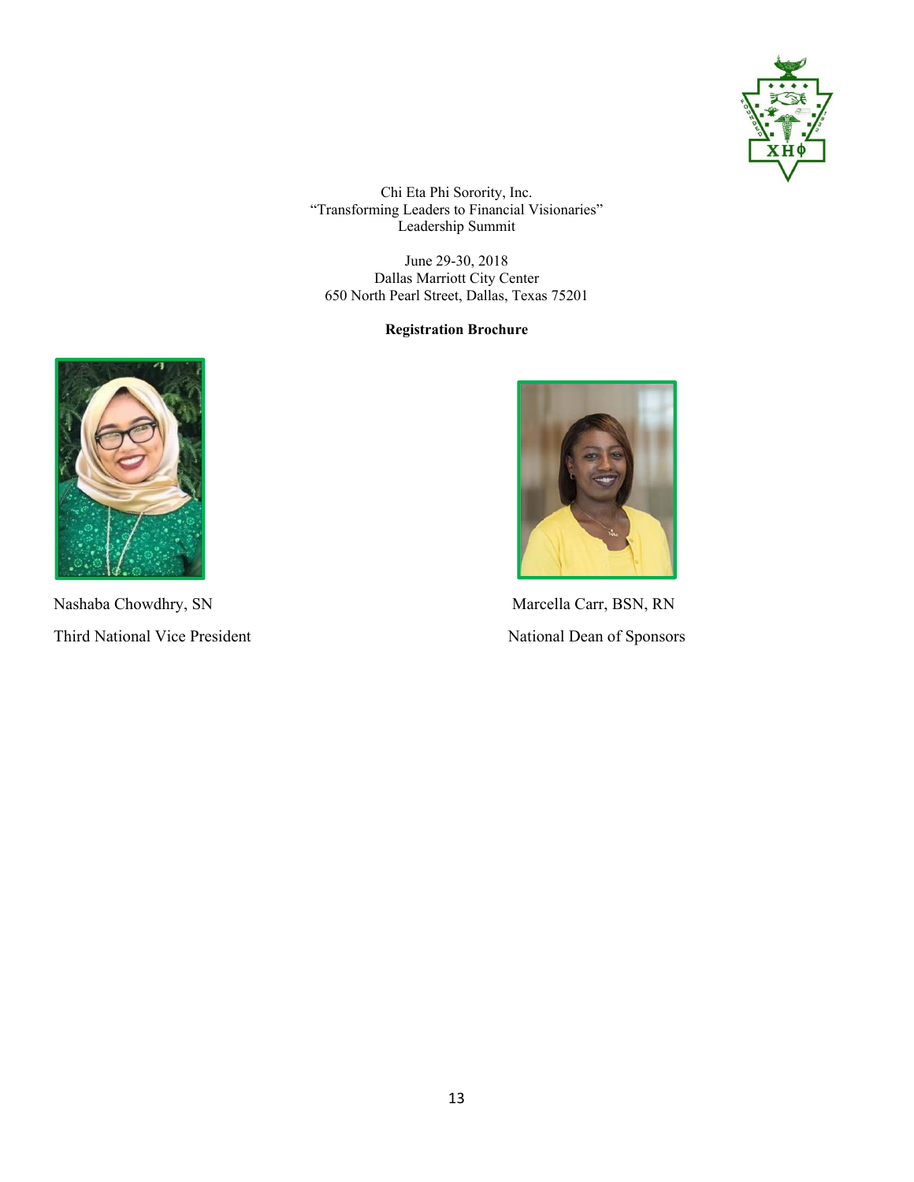Chi Eta Phi Sorority, Inc.
"Transforming Leaders to Financial Visionaries"
Leadership Summit

June 29-30, 2018
Dallas Marriott City Center
650 North Pearl Street, Dallas, Texas 75201

**Registration Brochure**

Nashaba Chowdhry, SN

Third National Vice President

Marcella Carr, BSN, RN

National Dean of Sponsors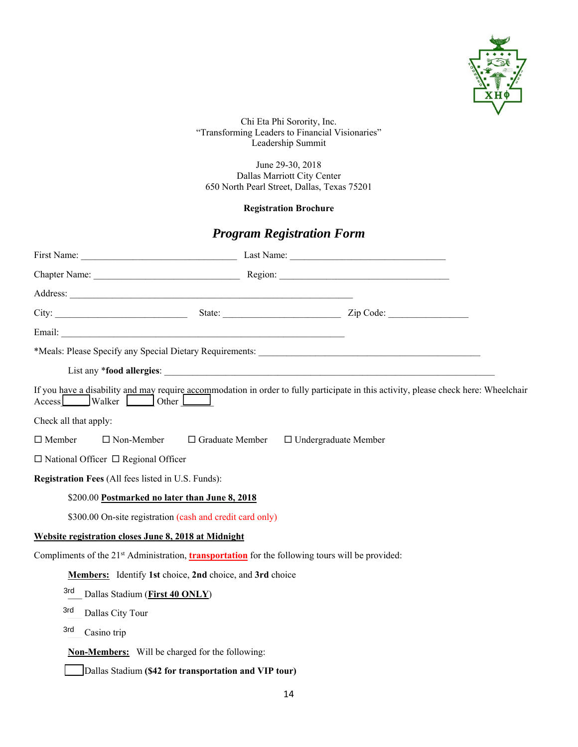Chi Eta Phi Sorority, Inc.
"Transforming Leaders to Financial Visionaries"
Leadership Summit

June 29-30, 2018
Dallas Marriott City Center
650 North Pearl Street, Dallas, Texas 75201

**Registration Brochure**

## ***Program Registration Form***

First Name: ________________________________ Last Name: ________________________________

Chapter Name: ______________________________ Region: ___________________________________

Address: ___________________________________________________________

City: ___________________________ State: ________________________ Zip Code: ________________

Email: ___________________________________________________________

*Meals: Please Specify any Special Dietary Requirements: ______________________________________________

List any ***food allergies**: ______________________________________________________________________

If you have a disability and may require accommodation in order to fully participate in this activity, please check here: Wheelchair Access ____ Walker ____ Other ____

Check all that apply:

☐ Member ☐ Non-Member ☐ Graduate Member ☐ Undergraduate Member

☐ National Officer ☐ Regional Officer

**Registration Fees** (All fees listed in U.S. Funds):

$200.00 **Postmarked no later than June 8, 2018**

$300.00 On-site registration (cash and credit card only)

**Website registration closes June 8, 2018 at Midnight**

Compliments of the 21st Administration, **transportation** for the following tours will be provided:

**Members:** Identify **1st** choice, **2nd** choice, and **3rd** choice

3rd Dallas Stadium (**First 40 ONLY**)

3rd Dallas City Tour

3rd Casino trip

**Non-Members:** Will be charged for the following:

☐ Dallas Stadium **($42 for transportation and VIP tour)**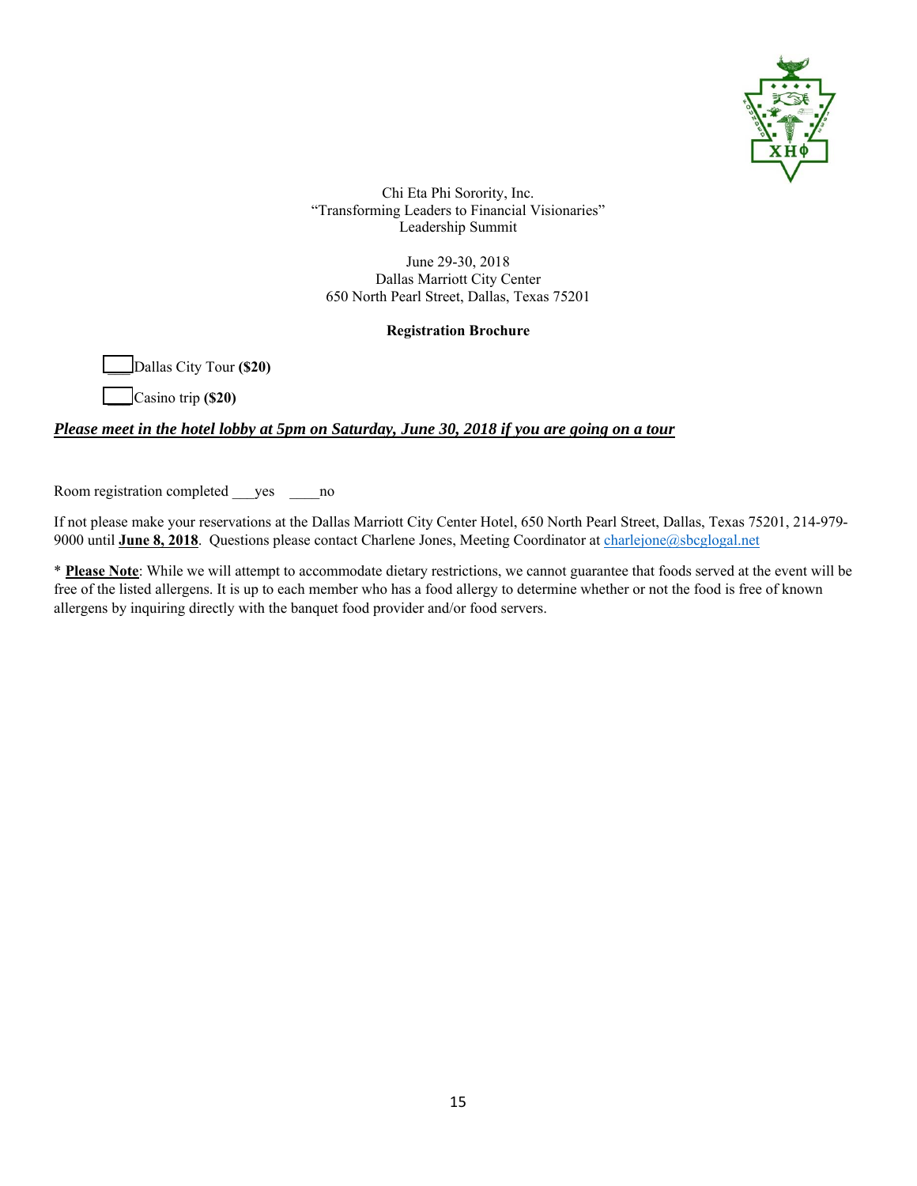Chi Eta Phi Sorority, Inc.
"Transforming Leaders to Financial Visionaries"
Leadership Summit

June 29-30, 2018
Dallas Marriott City Center
650 North Pearl Street, Dallas, Texas 75201

**Registration Brochure**

___Dallas City Tour **($20)**

___Casino trip **($20)**

***Please meet in the hotel lobby at 5pm on Saturday, June 30, 2018 if you are going on a tour***

Room registration completed ___yes ____no

If not please make your reservations at the Dallas Marriott City Center Hotel, 650 North Pearl Street, Dallas, Texas 75201, 214-979-9000 until **June 8, 2018**. Questions please contact Charlene Jones, Meeting Coordinator at charlejone@sbcglogal.net

* **Please Note**: While we will attempt to accommodate dietary restrictions, we cannot guarantee that foods served at the event will be free of the listed allergens. It is up to each member who has a food allergy to determine whether or not the food is free of known allergens by inquiring directly with the banquet food provider and/or food servers.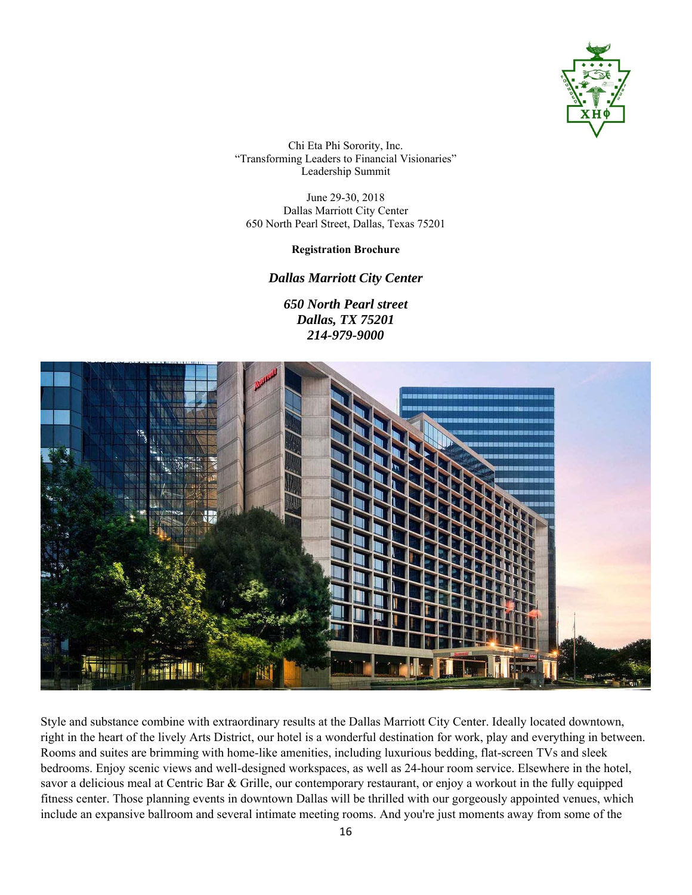Chi Eta Phi Sorority, Inc.
"Transforming Leaders to Financial Visionaries"
Leadership Summit

June 29-30, 2018
Dallas Marriott City Center
650 North Pearl Street, Dallas, Texas 75201

**Registration Brochure**

***Dallas Marriott City Center***

***650 North Pearl street***
***Dallas, TX 75201***
***214-979-9000***

Style and substance combine with extraordinary results at the Dallas Marriott City Center. Ideally located downtown, right in the heart of the lively Arts District, our hotel is a wonderful destination for work, play and everything in between. Rooms and suites are brimming with home-like amenities, including luxurious bedding, flat-screen TVs and sleek bedrooms. Enjoy scenic views and well-designed workspaces, as well as 24-hour room service. Elsewhere in the hotel, savor a delicious meal at Centric Bar & Grille, our contemporary restaurant, or enjoy a workout in the fully equipped fitness center. Those planning events in downtown Dallas will be thrilled with our gorgeously appointed venues, which include an expansive ballroom and several intimate meeting rooms. And you're just moments away from some of the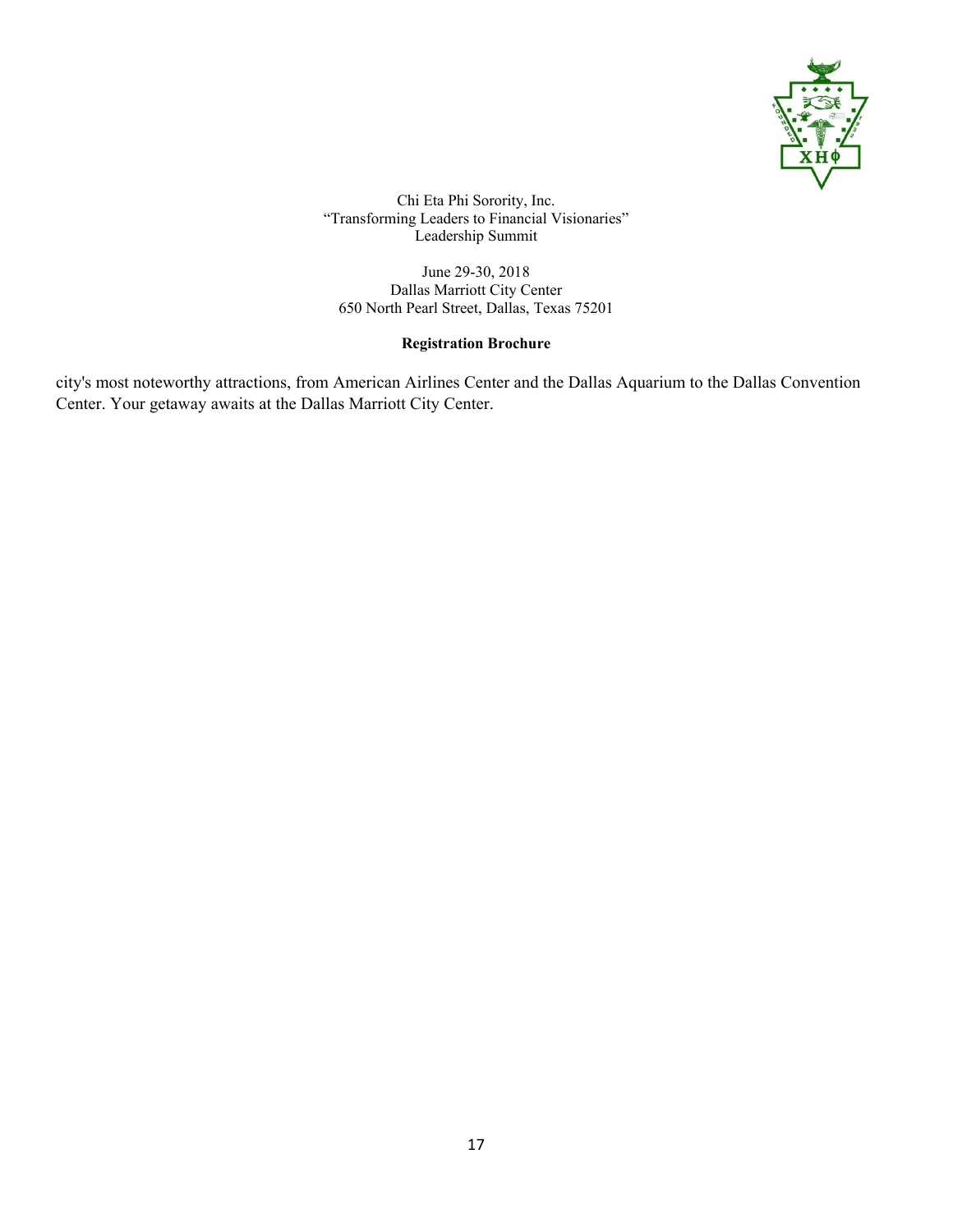Chi Eta Phi Sorority, Inc.
"Transforming Leaders to Financial Visionaries"
Leadership Summit

June 29-30, 2018
Dallas Marriott City Center
650 North Pearl Street, Dallas, Texas 75201

**Registration Brochure**

city's most noteworthy attractions, from American Airlines Center and the Dallas Aquarium to the Dallas Convention Center. Your getaway awaits at the Dallas Marriott City Center.